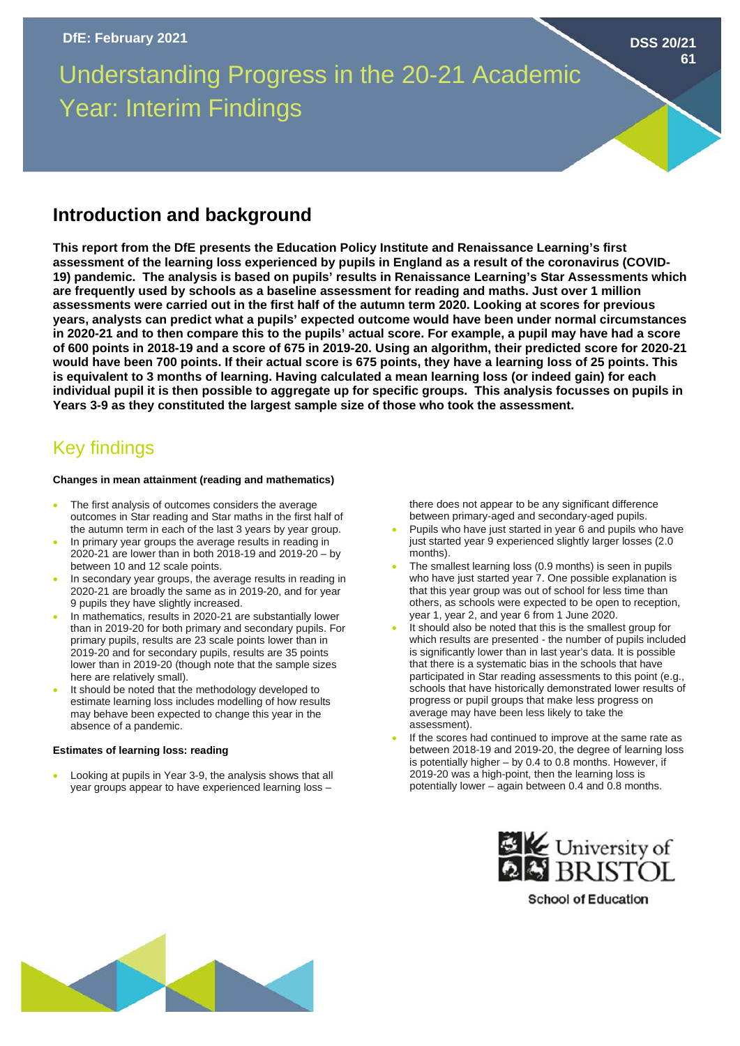DfE: February 2021

DSS 20/21 61

# Understanding Progress in the 20-21 Academic Year: Interim Findings

## Introduction and background

**This report from the DfE presents the Education Policy Institute and Renaissance Learning's first assessment of the learning loss experienced by pupils in England as a result of the coronavirus (COVID-19) pandemic. The analysis is based on pupils' results in Renaissance Learning's Star Assessments which are frequently used by schools as a baseline assessment for reading and maths. Just over 1 million assessments were carried out in the first half of the autumn term 2020. Looking at scores for previous years, analysts can predict what a pupils' expected outcome would have been under normal circumstances in 2020-21 and to then compare this to the pupils' actual score. For example, a pupil may have had a score of 600 points in 2018-19 and a score of 675 in 2019-20. Using an algorithm, their predicted score for 2020-21 would have been 700 points. If their actual score is 675 points, they have a learning loss of 25 points. This is equivalent to 3 months of learning. Having calculated a mean learning loss (or indeed gain) for each individual pupil it is then possible to aggregate up for specific groups. This analysis focusses on pupils in Years 3-9 as they constituted the largest sample size of those who took the assessment.**

## Key findings

#### Changes in mean attainment (reading and mathematics)

- The first analysis of outcomes considers the average outcomes in Star reading and Star maths in the first half of the autumn term in each of the last 3 years by year group.
- In primary year groups the average results in reading in 2020-21 are lower than in both 2018-19 and 2019-20 – by between 10 and 12 scale points.
- In secondary year groups, the average results in reading in 2020-21 are broadly the same as in 2019-20, and for year 9 pupils they have slightly increased.
- In mathematics, results in 2020-21 are substantially lower than in 2019-20 for both primary and secondary pupils. For primary pupils, results are 23 scale points lower than in 2019-20 and for secondary pupils, results are 35 points lower than in 2019-20 (though note that the sample sizes here are relatively small).
- It should be noted that the methodology developed to estimate learning loss includes modelling of how results may behave been expected to change this year in the absence of a pandemic.

#### Estimates of learning loss: reading

- Looking at pupils in Year 3-9, the analysis shows that all year groups appear to have experienced learning loss – there does not appear to be any significant difference between primary-aged and secondary-aged pupils.
- Pupils who have just started in year 6 and pupils who have just started year 9 experienced slightly larger losses (2.0 months).
- The smallest learning loss (0.9 months) is seen in pupils who have just started year 7. One possible explanation is that this year group was out of school for less time than others, as schools were expected to be open to reception, year 1, year 2, and year 6 from 1 June 2020.
- It should also be noted that this is the smallest group for which results are presented - the number of pupils included is significantly lower than in last year's data. It is possible that there is a systematic bias in the schools that have participated in Star reading assessments to this point (e.g., schools that have historically demonstrated lower results of progress or pupil groups that make less progress on average may have been less likely to take the assessment).
- If the scores had continued to improve at the same rate as between 2018-19 and 2019-20, the degree of learning loss is potentially higher – by 0.4 to 0.8 months. However, if 2019-20 was a high-point, then the learning loss is potentially lower – again between 0.4 and 0.8 months.

University of Bristol School of Education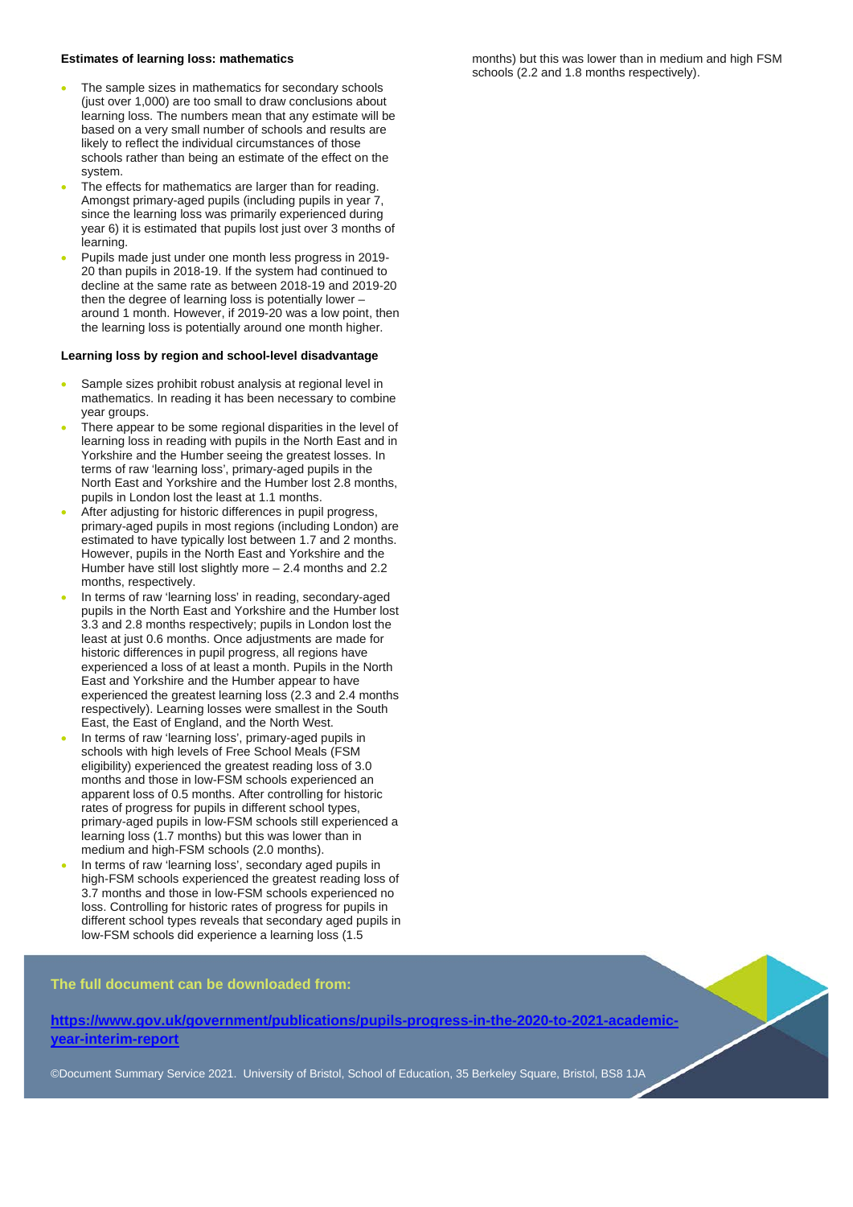**Estimates of learning loss: mathematics**

- The sample sizes in mathematics for secondary schools (just over 1,000) are too small to draw conclusions about learning loss. The numbers mean that any estimate will be based on a very small number of schools and results are likely to reflect the individual circumstances of those schools rather than being an estimate of the effect on the system.
- The effects for mathematics are larger than for reading. Amongst primary-aged pupils (including pupils in year 7, since the learning loss was primarily experienced during year 6) it is estimated that pupils lost just over 3 months of learning.
- Pupils made just under one month less progress in 2019-20 than pupils in 2018-19. If the system had continued to decline at the same rate as between 2018-19 and 2019-20 then the degree of learning loss is potentially lower – around 1 month. However, if 2019-20 was a low point, then the learning loss is potentially around one month higher.

**Learning loss by region and school-level disadvantage**

- Sample sizes prohibit robust analysis at regional level in mathematics. In reading it has been necessary to combine year groups.
- There appear to be some regional disparities in the level of learning loss in reading with pupils in the North East and in Yorkshire and the Humber seeing the greatest losses. In terms of raw 'learning loss', primary-aged pupils in the North East and Yorkshire and the Humber lost 2.8 months, pupils in London lost the least at 1.1 months.
- After adjusting for historic differences in pupil progress, primary-aged pupils in most regions (including London) are estimated to have typically lost between 1.7 and 2 months. However, pupils in the North East and Yorkshire and the Humber have still lost slightly more – 2.4 months and 2.2 months, respectively.
- In terms of raw 'learning loss' in reading, secondary-aged pupils in the North East and Yorkshire and the Humber lost 3.3 and 2.8 months respectively; pupils in London lost the least at just 0.6 months. Once adjustments are made for historic differences in pupil progress, all regions have experienced a loss of at least a month. Pupils in the North East and Yorkshire and the Humber appear to have experienced the greatest learning loss (2.3 and 2.4 months respectively). Learning losses were smallest in the South East, the East of England, and the North West.
- In terms of raw 'learning loss', primary-aged pupils in schools with high levels of Free School Meals (FSM eligibility) experienced the greatest reading loss of 3.0 months and those in low-FSM schools experienced an apparent loss of 0.5 months. After controlling for historic rates of progress for pupils in different school types, primary-aged pupils in low-FSM schools still experienced a learning loss (1.7 months) but this was lower than in medium and high-FSM schools (2.0 months).
- In terms of raw 'learning loss', secondary aged pupils in high-FSM schools experienced the greatest reading loss of 3.7 months and those in low-FSM schools experienced no loss. Controlling for historic rates of progress for pupils in different school types reveals that secondary aged pupils in low-FSM schools did experience a learning loss (1.5 months) but this was lower than in medium and high FSM schools (2.2 and 1.8 months respectively).

**The full document can be downloaded from:**

https://www.gov.uk/government/publications/pupils-progress-in-the-2020-to-2021-academic-year-interim-report

©Document Summary Service 2021. University of Bristol, School of Education, 35 Berkeley Square, Bristol, BS8 1JA